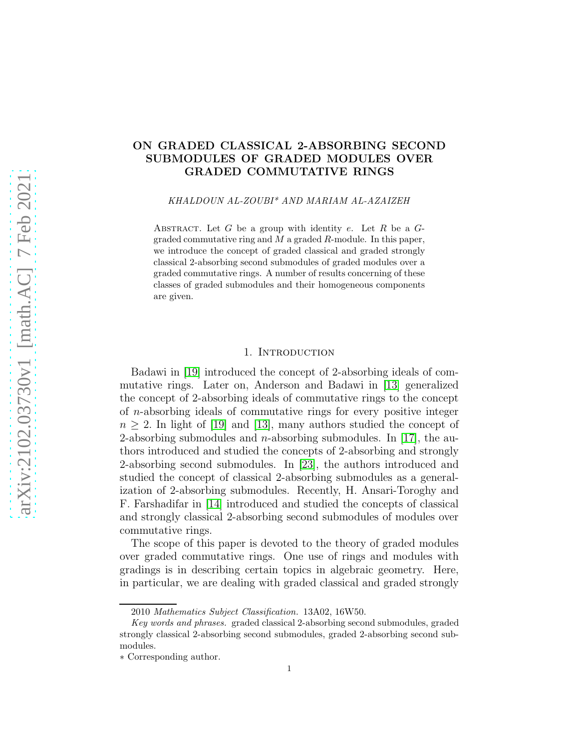# ON GRADED CLASSICAL 2-ABSORBING SECOND SUBMODULES OF GRADED MODULES OVER GRADED COMMUTATIVE RINGS

*KHALDOUN AL-ZOUBI\* AND MARIAM AL-AZAIZEH*

ABSTRACT. Let $G$ be a group with identity $e$. Let $R$ be a $G$-graded commutative ring and $M$ a graded $R$-module. In this paper, we introduce the concept of graded classical and graded strongly classical 2-absorbing second submodules of graded modules over a graded commutative rings. A number of results concerning of these classes of graded submodules and their homogeneous components are given.

## 1. Introduction

Badawi in [19] introduced the concept of 2-absorbing ideals of commutative rings. Later on, Anderson and Badawi in [13] generalized the concept of 2-absorbing ideals of commutative rings to the concept of $n$-absorbing ideals of commutative rings for every positive integer $n \geq 2$. In light of [19] and [13], many authors studied the concept of 2-absorbing submodules and $n$-absorbing submodules. In [17], the authors introduced and studied the concepts of 2-absorbing and strongly 2-absorbing second submodules. In [23], the authors introduced and studied the concept of classical 2-absorbing submodules as a generalization of 2-absorbing submodules. Recently, H. Ansari-Toroghy and F. Farshadifar in [14] introduced and studied the concepts of classical and strongly classical 2-absorbing second submodules of modules over commutative rings.

The scope of this paper is devoted to the theory of graded modules over graded commutative rings. One use of rings and modules with gradings is in describing certain topics in algebraic geometry. Here, in particular, we are dealing with graded classical and graded strongly

2010 *Mathematics Subject Classification.* 13A02, 16W50.

*Key words and phrases.* graded classical 2-absorbing second submodules, graded strongly classical 2-absorbing second submodules, graded 2-absorbing second submodules.

∗ Corresponding author.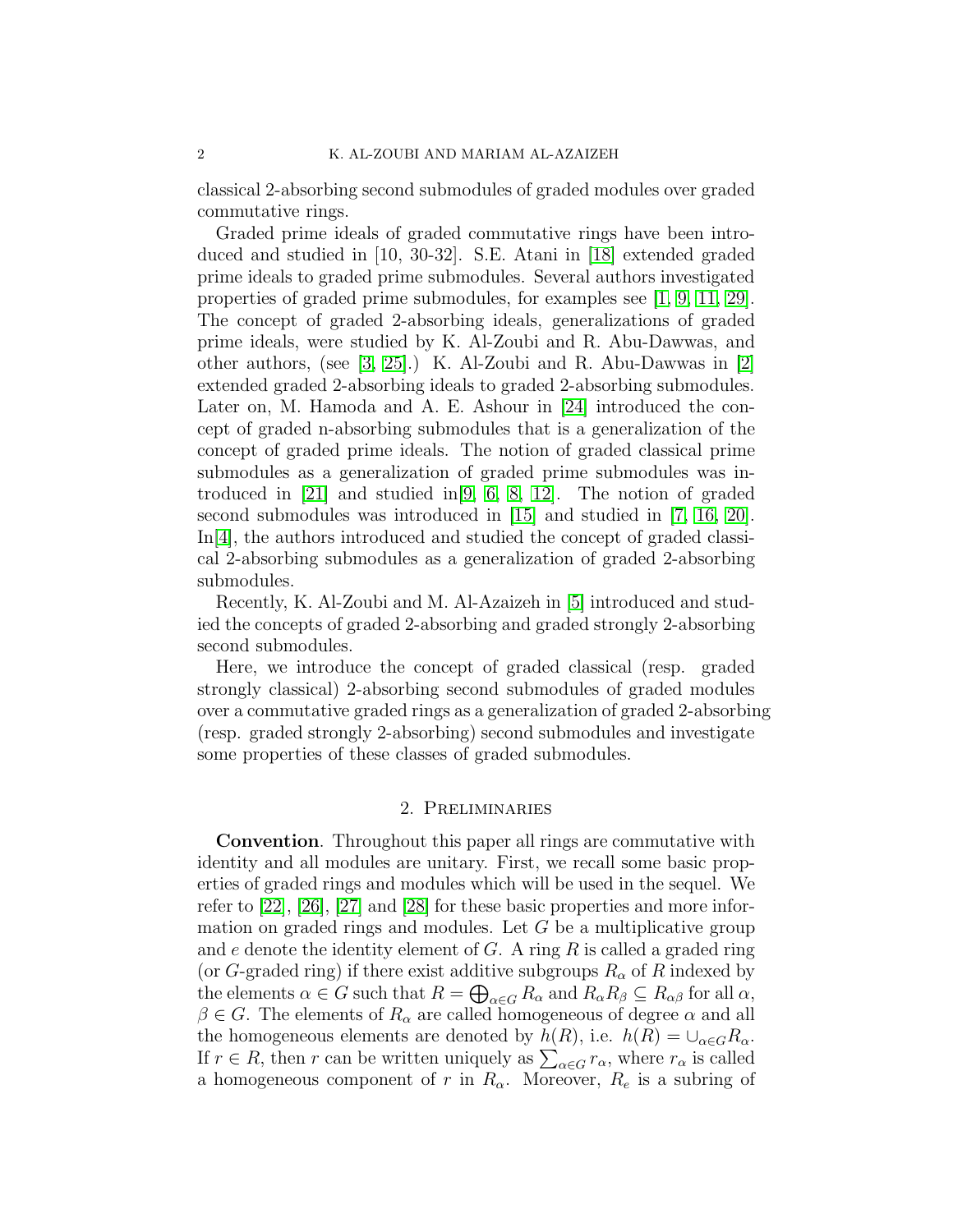classical 2-absorbing second submodules of graded modules over graded commutative rings.

Graded prime ideals of graded commutative rings have been introduced and studied in [10, 30-32]. S.E. Atani in [18] extended graded prime ideals to graded prime submodules. Several authors investigated properties of graded prime submodules, for examples see [1, 9, 11, 29]. The concept of graded 2-absorbing ideals, generalizations of graded prime ideals, were studied by K. Al-Zoubi and R. Abu-Dawwas, and other authors, (see [3, 25].) K. Al-Zoubi and R. Abu-Dawwas in [2] extended graded 2-absorbing ideals to graded 2-absorbing submodules. Later on, M. Hamoda and A. E. Ashour in [24] introduced the concept of graded n-absorbing submodules that is a generalization of the concept of graded prime ideals. The notion of graded classical prime submodules as a generalization of graded prime submodules was introduced in [21] and studied in[9, 6, 8, 12]. The notion of graded second submodules was introduced in [15] and studied in [7, 16, 20]. In[4], the authors introduced and studied the concept of graded classical 2-absorbing submodules as a generalization of graded 2-absorbing submodules.

Recently, K. Al-Zoubi and M. Al-Azaizeh in [5] introduced and studied the concepts of graded 2-absorbing and graded strongly 2-absorbing second submodules.

Here, we introduce the concept of graded classical (resp. graded strongly classical) 2-absorbing second submodules of graded modules over a commutative graded rings as a generalization of graded 2-absorbing (resp. graded strongly 2-absorbing) second submodules and investigate some properties of these classes of graded submodules.

## 2. Preliminaries

**Convention**. Throughout this paper all rings are commutative with identity and all modules are unitary. First, we recall some basic properties of graded rings and modules which will be used in the sequel. We refer to [22], [26], [27] and [28] for these basic properties and more information on graded rings and modules. Let $G$ be a multiplicative group and $e$ denote the identity element of $G$. A ring $R$ is called a graded ring (or $G$-graded ring) if there exist additive subgroups $R_\alpha$ of $R$ indexed by the elements $\alpha \in G$ such that $R = \bigoplus_{\alpha \in G} R_\alpha$ and $R_\alpha R_\beta \subseteq R_{\alpha\beta}$ for all $\alpha$, $\beta \in G$. The elements of $R_\alpha$ are called homogeneous of degree $\alpha$ and all the homogeneous elements are denoted by $h(R)$, i.e. $h(R) = \cup_{\alpha \in G} R_\alpha$. If $r \in R$, then $r$ can be written uniquely as $\sum_{\alpha \in G} r_\alpha$, where $r_\alpha$ is called a homogeneous component of $r$ in $R_\alpha$. Moreover, $R_e$ is a subring of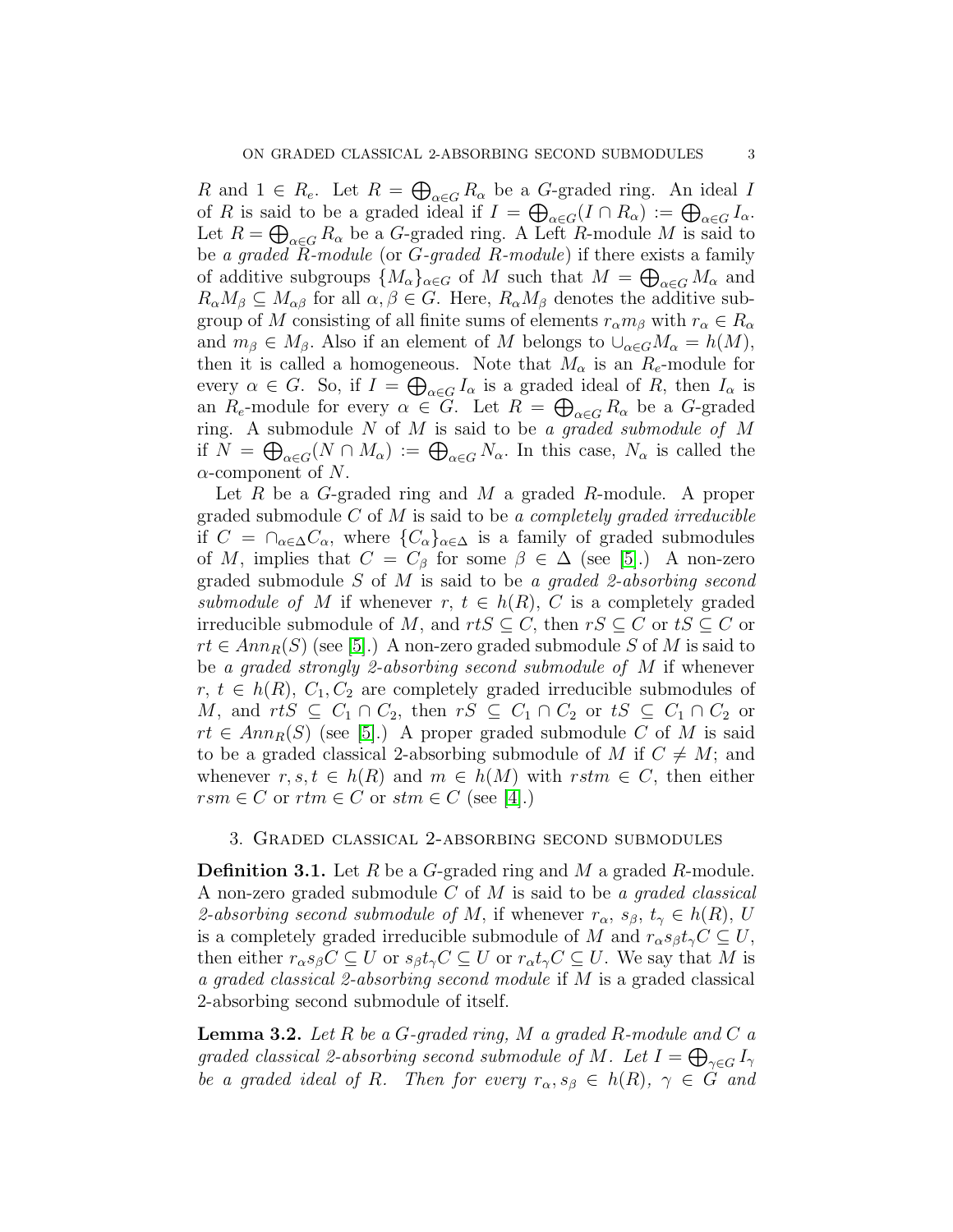$R$ and $1 \in R_e$. Let $R = \bigoplus_{\alpha \in G} R_\alpha$ be a $G$-graded ring. An ideal $I$ of $R$ is said to be a graded ideal if $I = \bigoplus_{\alpha \in G}(I \cap R_\alpha) := \bigoplus_{\alpha \in G} I_\alpha$. Let $R = \bigoplus_{\alpha \in G} R_\alpha$ be a $G$-graded ring. A Left $R$-module $M$ is said to be *a graded $R$-module* (or *$G$-graded $R$-module*) if there exists a family of additive subgroups $\{M_\alpha\}_{\alpha \in G}$ of $M$ such that $M = \bigoplus_{\alpha \in G} M_\alpha$ and $R_\alpha M_\beta \subseteq M_{\alpha\beta}$ for all $\alpha, \beta \in G$. Here, $R_\alpha M_\beta$ denotes the additive subgroup of $M$ consisting of all finite sums of elements $r_\alpha m_\beta$ with $r_\alpha \in R_\alpha$ and $m_\beta \in M_\beta$. Also if an element of $M$ belongs to $\cup_{\alpha \in G} M_\alpha = h(M)$, then it is called a homogeneous. Note that $M_\alpha$ is an $R_e$-module for every $\alpha \in G$. So, if $I = \bigoplus_{\alpha \in G} I_\alpha$ is a graded ideal of $R$, then $I_\alpha$ is an $R_e$-module for every $\alpha \in G$. Let $R = \bigoplus_{\alpha \in G} R_\alpha$ be a $G$-graded ring. A submodule $N$ of $M$ is said to be *a graded submodule of $M$* if $N = \bigoplus_{\alpha \in G}(N \cap M_\alpha) := \bigoplus_{\alpha \in G} N_\alpha$. In this case, $N_\alpha$ is called the $\alpha$-component of $N$.

Let $R$ be a $G$-graded ring and $M$ a graded $R$-module. A proper graded submodule $C$ of $M$ is said to be *a completely graded irreducible* if $C = \cap_{\alpha \in \Delta} C_\alpha$, where $\{C_\alpha\}_{\alpha \in \Delta}$ is a family of graded submodules of $M$, implies that $C = C_\beta$ for some $\beta \in \Delta$ (see [5].) A non-zero graded submodule $S$ of $M$ is said to be *a graded 2-absorbing second submodule of $M$* if whenever $r, t \in h(R)$, $C$ is a completely graded irreducible submodule of $M$, and $rtS \subseteq C$, then $rS \subseteq C$ or $tS \subseteq C$ or $rt \in Ann_R(S)$ (see [5].) A non-zero graded submodule $S$ of $M$ is said to be *a graded strongly 2-absorbing second submodule of $M$* if whenever $r, t \in h(R)$, $C_1, C_2$ are completely graded irreducible submodules of $M$, and $rtS \subseteq C_1 \cap C_2$, then $rS \subseteq C_1 \cap C_2$ or $tS \subseteq C_1 \cap C_2$ or $rt \in Ann_R(S)$ (see [5].) A proper graded submodule $C$ of $M$ is said to be a graded classical 2-absorbing submodule of $M$ if $C \neq M$; and whenever $r, s, t \in h(R)$ and $m \in h(M)$ with $rstm \in C$, then either $rsm \in C$ or $rtm \in C$ or $stm \in C$ (see [4].)

## 3. Graded classical 2-absorbing second submodules

**Definition 3.1.** Let $R$ be a $G$-graded ring and $M$ a graded $R$-module. A non-zero graded submodule $C$ of $M$ is said to be *a graded classical 2-absorbing second submodule of $M$*, if whenever $r_\alpha$, $s_\beta$, $t_\gamma \in h(R)$, $U$ is a completely graded irreducible submodule of $M$ and $r_\alpha s_\beta t_\gamma C \subseteq U$, then either $r_\alpha s_\beta C \subseteq U$ or $s_\beta t_\gamma C \subseteq U$ or $r_\alpha t_\gamma C \subseteq U$. We say that $M$ is *a graded classical 2-absorbing second module* if $M$ is a graded classical 2-absorbing second submodule of itself.

**Lemma 3.2.** *Let $R$ be a $G$-graded ring, $M$ a graded $R$-module and $C$ a graded classical 2-absorbing second submodule of $M$. Let $I = \bigoplus_{\gamma \in G} I_\gamma$ be a graded ideal of $R$. Then for every $r_\alpha, s_\beta \in h(R)$, $\gamma \in G$ and*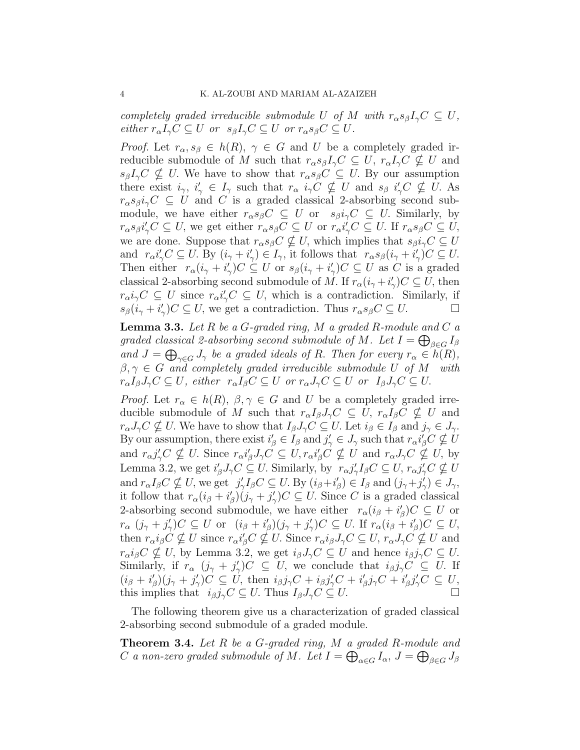*completely graded irreducible submodule $U$ of $M$ with $r_\alpha s_\beta I_\gamma C \subseteq U$, either $r_\alpha I_\gamma C \subseteq U$ or $s_\beta I_\gamma C \subseteq U$ or $r_\alpha s_\beta C \subseteq U$.*

*Proof.* Let $r_\alpha, s_\beta \in h(R)$, $\gamma \in G$ and $U$ be a completely graded irreducible submodule of $M$ such that $r_\alpha s_\beta I_\gamma C \subseteq U$, $r_\alpha I_\gamma C \nsubseteq U$ and $s_\beta I_\gamma C \nsubseteq U$. We have to show that $r_\alpha s_\beta C \subseteq U$. By our assumption there exist $i_\gamma$, $i'_\gamma \in I_\gamma$ such that $r_\alpha \ i_\gamma C \nsubseteq U$ and $s_\beta \ i'_\gamma C \nsubseteq U$. As $r_\alpha s_\beta i_\gamma C \subseteq U$ and $C$ is a graded classical 2-absorbing second submodule, we have either $r_\alpha s_\beta C \subseteq U$ or $s_\beta i_\gamma C \subseteq U$. Similarly, by $r_\alpha s_\beta i'_\gamma C \subseteq U$, we get either $r_\alpha s_\beta C \subseteq U$ or $r_\alpha i'_\gamma C \subseteq U$. If $r_\alpha s_\beta C \subseteq U$, we are done. Suppose that $r_\alpha s_\beta C \nsubseteq U$, which implies that $s_\beta i_\gamma C \subseteq U$ and $r_\alpha i'_\gamma C \subseteq U$. By $(i_\gamma + i'_\gamma) \in I_\gamma$, it follows that $r_\alpha s_\beta (i_\gamma + i'_\gamma) C \subseteq U$. Then either $r_\alpha (i_\gamma + i'_\gamma) C \subseteq U$ or $s_\beta (i_\gamma + i'_\gamma) C \subseteq U$ as $C$ is a graded classical 2-absorbing second submodule of $M$. If $r_\alpha (i_\gamma + i'_\gamma) C \subseteq U$, then $r_\alpha i_\gamma C \subseteq U$ since $r_\alpha i'_\gamma C \subseteq U$, which is a contradiction. Similarly, if $s_\beta (i_\gamma + i'_\gamma) C \subseteq U$, we get a contradiction. Thus $r_\alpha s_\beta C \subseteq U$. □

**Lemma 3.3.** *Let $R$ be a $G$-graded ring, $M$ a graded $R$-module and $C$ a graded classical 2-absorbing second submodule of $M$. Let $I = \bigoplus_{\beta \in G} I_\beta$ and $J = \bigoplus_{\gamma \in G} J_\gamma$ be a graded ideals of $R$. Then for every $r_\alpha \in h(R)$, $\beta, \gamma \in G$ and completely graded irreducible submodule $U$ of $M$ with $r_\alpha I_\beta J_\gamma C \subseteq U$, either $r_\alpha I_\beta C \subseteq U$ or $r_\alpha J_\gamma C \subseteq U$ or $I_\beta J_\gamma C \subseteq U$.*

*Proof.* Let $r_\alpha \in h(R)$, $\beta, \gamma \in G$ and $U$ be a completely graded irreducible submodule of $M$ such that $r_\alpha I_\beta J_\gamma C \subseteq U$, $r_\alpha I_\beta C \nsubseteq U$ and $r_\alpha J_\gamma C \nsubseteq U$. We have to show that $I_\beta J_\gamma C \subseteq U$. Let $i_\beta \in I_\beta$ and $j_\gamma \in J_\gamma$. By our assumption, there exist $i'_\beta \in I_\beta$ and $j'_\gamma \in J_\gamma$ such that $r_\alpha i'_\beta C \nsubseteq U$ and $r_\alpha j'_\gamma C \nsubseteq U$. Since $r_\alpha i'_\beta J_\gamma C \subseteq U, r_\alpha i'_\beta C \nsubseteq U$ and $r_\alpha J_\gamma C \nsubseteq U$, by Lemma 3.2, we get $i'_\beta J_\gamma C \subseteq U$. Similarly, by $r_\alpha j'_\gamma I_\beta C \subseteq U$, $r_\alpha j'_\gamma C \nsubseteq U$ and $r_\alpha I_\beta C \nsubseteq U$, we get $j'_\gamma I_\beta C \subseteq U$. By $(i_\beta + i'_\beta) \in I_\beta$ and $(j_\gamma + j'_\gamma) \in J_\gamma$, it follow that $r_\alpha (i_\beta + i'_\beta)(j_\gamma + j'_\gamma) C \subseteq U$. Since $C$ is a graded classical 2-absorbing second submodule, we have either $r_\alpha (i_\beta + i'_\beta) C \subseteq U$ or $r_\alpha \ (j_\gamma + j'_\gamma) C \subseteq U$ or $(i_\beta + i'_\beta)(j_\gamma + j'_\gamma) C \subseteq U$. If $r_\alpha (i_\beta + i'_\beta) C \subseteq U$, then $r_\alpha i_\beta C \nsubseteq U$ since $r_\alpha i'_\beta C \nsubseteq U$. Since $r_\alpha i_\beta J_\gamma C \subseteq U$, $r_\alpha J_\gamma C \nsubseteq U$ and $r_\alpha i_\beta C \nsubseteq U$, by Lemma 3.2, we get $i_\beta J_\gamma C \subseteq U$ and hence $i_\beta j_\gamma C \subseteq U$. Similarly, if $r_\alpha \ (j_\gamma + j'_\gamma) C \subseteq U$, we conclude that $i_\beta j_\gamma C \subseteq U$. If $(i_\beta + i'_\beta)(j_\gamma + j'_\gamma) C \subseteq U$, then $i_\beta j_\gamma C + i_\beta j'_\gamma C + i'_\beta j_\gamma C + i'_\beta j'_\gamma C \subseteq U$, this implies that $i_\beta j_\gamma C \subseteq U$. Thus $I_\beta J_\gamma C \subseteq U$. □

The following theorem give us a characterization of graded classical 2-absorbing second submodule of a graded module.

**Theorem 3.4.** *Let $R$ be a $G$-graded ring, $M$ a graded $R$-module and $C$ a non-zero graded submodule of $M$. Let $I = \bigoplus_{\alpha \in G} I_\alpha$, $J = \bigoplus_{\beta \in G} J_\beta$*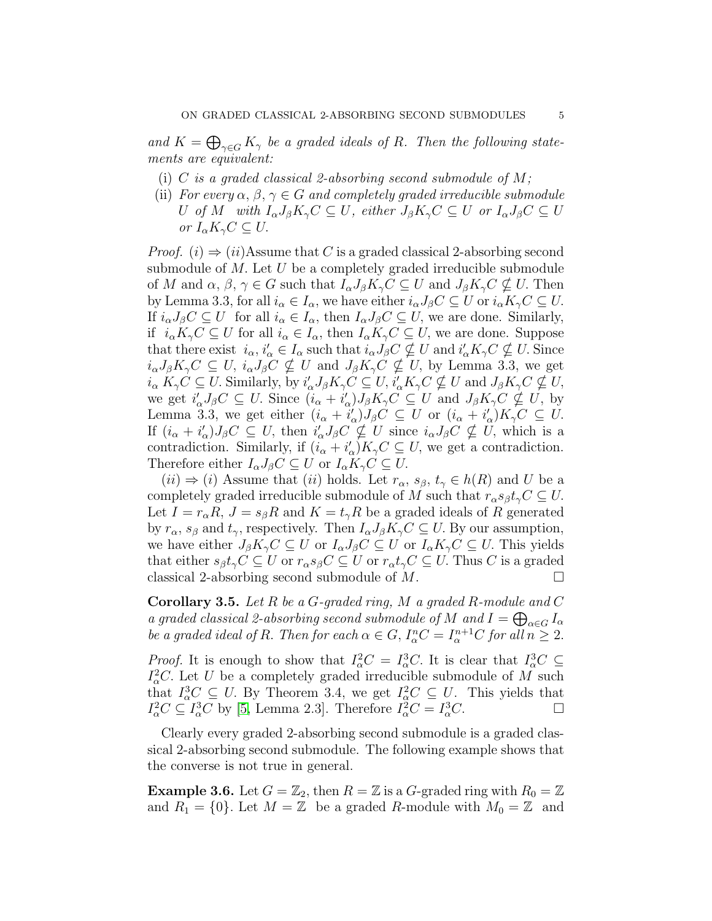*and $K = \bigoplus_{\gamma \in G} K_\gamma$ be a graded ideals of $R$. Then the following statements are equivalent:*

- (i) *$C$ is a graded classical 2-absorbing second submodule of $M$;*
- (ii) *For every $\alpha$, $\beta$, $\gamma \in G$ and completely graded irreducible submodule $U$ of $M$ with $I_\alpha J_\beta K_\gamma C \subseteq U$, either $J_\beta K_\gamma C \subseteq U$ or $I_\alpha J_\beta C \subseteq U$ or $I_\alpha K_\gamma C \subseteq U$.*

*Proof.* $(i) \Rightarrow (ii)$Assume that $C$ is a graded classical 2-absorbing second submodule of $M$. Let $U$ be a completely graded irreducible submodule of $M$ and $\alpha$, $\beta$, $\gamma \in G$ such that $I_\alpha J_\beta K_\gamma C \subseteq U$ and $J_\beta K_\gamma C \nsubseteq U$. Then by Lemma 3.3, for all $i_\alpha \in I_\alpha$, we have either $i_\alpha J_\beta C \subseteq U$ or $i_\alpha K_\gamma C \subseteq U$. If $i_\alpha J_\beta C \subseteq U$ for all $i_\alpha \in I_\alpha$, then $I_\alpha J_\beta C \subseteq U$, we are done. Similarly, if $i_\alpha K_\gamma C \subseteq U$ for all $i_\alpha \in I_\alpha$, then $I_\alpha K_\gamma C \subseteq U$, we are done. Suppose that there exist $i_\alpha, i'_\alpha \in I_\alpha$ such that $i_\alpha J_\beta C \nsubseteq U$ and $i'_\alpha K_\gamma C \nsubseteq U$. Since $i_\alpha J_\beta K_\gamma C \subseteq U$, $i_\alpha J_\beta C \nsubseteq U$ and $J_\beta K_\gamma C \nsubseteq U$, by Lemma 3.3, we get $i_\alpha K_\gamma C \subseteq U$. Similarly, by $i'_\alpha J_\beta K_\gamma C \subseteq U$, $i'_\alpha K_\gamma C \nsubseteq U$ and $J_\beta K_\gamma C \nsubseteq U$, we get $i'_\alpha J_\beta C \subseteq U$. Since $(i_\alpha + i'_\alpha) J_\beta K_\gamma C \subseteq U$ and $J_\beta K_\gamma C \nsubseteq U$, by Lemma 3.3, we get either $(i_\alpha + i'_\alpha) J_\beta C \subseteq U$ or $(i_\alpha + i'_\alpha) K_\gamma C \subseteq U$. If $(i_\alpha + i'_\alpha) J_\beta C \subseteq U$, then $i'_\alpha J_\beta C \nsubseteq U$ since $i_\alpha J_\beta C \nsubseteq U$, which is a contradiction. Similarly, if $(i_\alpha + i'_\alpha) K_\gamma C \subseteq U$, we get a contradiction. Therefore either $I_\alpha J_\beta C \subseteq U$ or $I_\alpha K_\gamma C \subseteq U$.

$(ii) \Rightarrow (i)$ Assume that $(ii)$ holds. Let $r_\alpha$, $s_\beta$, $t_\gamma \in h(R)$ and $U$ be a completely graded irreducible submodule of $M$ such that $r_\alpha s_\beta t_\gamma C \subseteq U$. Let $I = r_\alpha R$, $J = s_\beta R$ and $K = t_\gamma R$ be a graded ideals of $R$ generated by $r_\alpha$, $s_\beta$ and $t_\gamma$, respectively. Then $I_\alpha J_\beta K_\gamma C \subseteq U$. By our assumption, we have either $J_\beta K_\gamma C \subseteq U$ or $I_\alpha J_\beta C \subseteq U$ or $I_\alpha K_\gamma C \subseteq U$. This yields that either $s_\beta t_\gamma C \subseteq U$ or $r_\alpha s_\beta C \subseteq U$ or $r_\alpha t_\gamma C \subseteq U$. Thus $C$ is a graded classical 2-absorbing second submodule of $M$. □

**Corollary 3.5.** *Let $R$ be a $G$-graded ring, $M$ a graded $R$-module and $C$ a graded classical 2-absorbing second submodule of $M$ and $I = \bigoplus_{\alpha \in G} I_\alpha$ be a graded ideal of $R$. Then for each $\alpha \in G$, $I_\alpha^n C = I_\alpha^{n+1} C$ for all $n \geq 2$.*

*Proof.* It is enough to show that $I_\alpha^2 C = I_\alpha^3 C$. It is clear that $I_\alpha^3 C \subseteq I_\alpha^2 C$. Let $U$ be a completely graded irreducible submodule of $M$ such that $I_\alpha^3 C \subseteq U$. By Theorem 3.4, we get $I_\alpha^2 C \subseteq U$. This yields that $I_\alpha^2 C \subseteq I_\alpha^3 C$ by [5, Lemma 2.3]. Therefore $I_\alpha^2 C = I_\alpha^3 C$. □

Clearly every graded 2-absorbing second submodule is a graded classical 2-absorbing second submodule. The following example shows that the converse is not true in general.

**Example 3.6.** Let $G = \mathbb{Z}_2$, then $R = \mathbb{Z}$ is a $G$-graded ring with $R_0 = \mathbb{Z}$ and $R_1 = \{0\}$. Let $M = \mathbb{Z}$ be a graded $R$-module with $M_0 = \mathbb{Z}$ and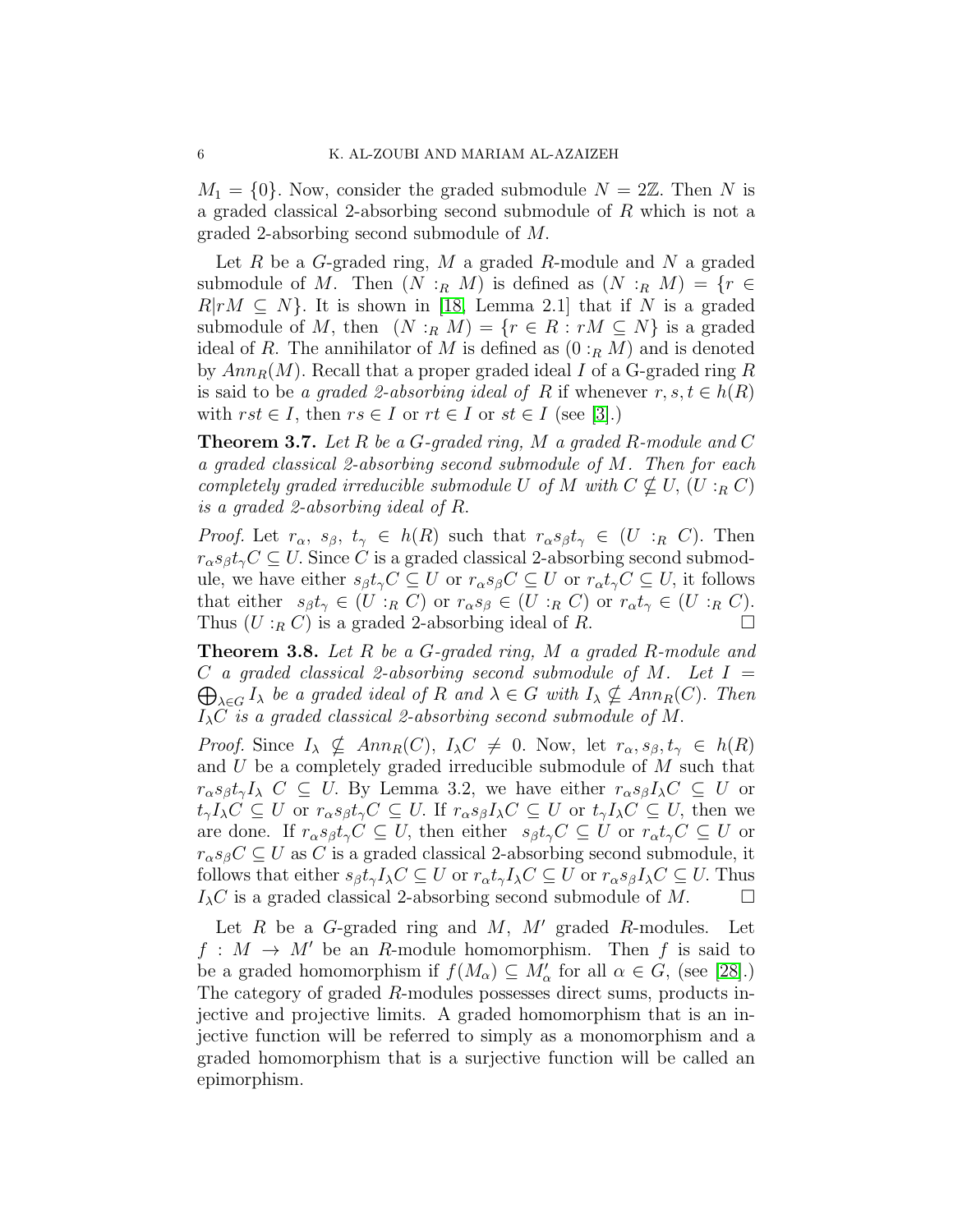$M_1 = \{0\}$. Now, consider the graded submodule $N = 2\mathbb{Z}$. Then $N$ is a graded classical 2-absorbing second submodule of $R$ which is not a graded 2-absorbing second submodule of $M$.

Let $R$ be a $G$-graded ring, $M$ a graded $R$-module and $N$ a graded submodule of $M$. Then $(N :_R M)$ is defined as $(N :_R M) = \{r \in R | rM \subseteq N\}$. It is shown in [18, Lemma 2.1] that if $N$ is a graded submodule of $M$, then $(N :_R M) = \{r \in R : rM \subseteq N\}$ is a graded ideal of $R$. The annihilator of $M$ is defined as $(0 :_R M)$ and is denoted by $Ann_R(M)$. Recall that a proper graded ideal $I$ of a G-graded ring $R$ is said to be *a graded 2-absorbing ideal of* $R$ if whenever $r, s, t \in h(R)$ with $rst \in I$, then $rs \in I$ or $rt \in I$ or $st \in I$ (see [3].)

**Theorem 3.7.** *Let $R$ be a $G$-graded ring, $M$ a graded $R$-module and $C$ a graded classical 2-absorbing second submodule of $M$. Then for each completely graded irreducible submodule $U$ of $M$ with $C \nsubseteq U$, $(U :_R C)$ is a graded 2-absorbing ideal of $R$.*

*Proof.* Let $r_\alpha,\ s_\beta,\ t_\gamma \in h(R)$ such that $r_\alpha s_\beta t_\gamma \in (U :_R C)$. Then $r_\alpha s_\beta t_\gamma C \subseteq U$. Since $C$ is a graded classical 2-absorbing second submodule, we have either $s_\beta t_\gamma C \subseteq U$ or $r_\alpha s_\beta C \subseteq U$ or $r_\alpha t_\gamma C \subseteq U$, it follows that either $s_\beta t_\gamma \in (U :_R C)$ or $r_\alpha s_\beta \in (U :_R C)$ or $r_\alpha t_\gamma \in (U :_R C)$. Thus $(U :_R C)$ is a graded 2-absorbing ideal of $R$. $\square$

**Theorem 3.8.** *Let $R$ be a $G$-graded ring, $M$ a graded $R$-module and $C$ a graded classical 2-absorbing second submodule of $M$. Let $I = \bigoplus_{\lambda \in G} I_\lambda$ be a graded ideal of $R$ and $\lambda \in G$ with $I_\lambda \nsubseteq Ann_R(C)$. Then $I_\lambda C$ is a graded classical 2-absorbing second submodule of $M$.*

*Proof.* Since $I_\lambda \nsubseteq Ann_R(C)$, $I_\lambda C \neq 0$. Now, let $r_\alpha, s_\beta, t_\gamma \in h(R)$ and $U$ be a completely graded irreducible submodule of $M$ such that $r_\alpha s_\beta t_\gamma I_\lambda\ C \subseteq U$. By Lemma 3.2, we have either $r_\alpha s_\beta I_\lambda C \subseteq U$ or $t_\gamma I_\lambda C \subseteq U$ or $r_\alpha s_\beta t_\gamma C \subseteq U$. If $r_\alpha s_\beta I_\lambda C \subseteq U$ or $t_\gamma I_\lambda C \subseteq U$, then we are done. If $r_\alpha s_\beta t_\gamma C \subseteq U$, then either $s_\beta t_\gamma C \subseteq U$ or $r_\alpha t_\gamma C \subseteq U$ or $r_\alpha s_\beta C \subseteq U$ as $C$ is a graded classical 2-absorbing second submodule, it follows that either $s_\beta t_\gamma I_\lambda C \subseteq U$ or $r_\alpha t_\gamma I_\lambda C \subseteq U$ or $r_\alpha s_\beta I_\lambda C \subseteq U$. Thus $I_\lambda C$ is a graded classical 2-absorbing second submodule of $M$. $\square$

Let $R$ be a $G$-graded ring and $M$, $M'$ graded $R$-modules. Let $f : M \to M'$ be an $R$-module homomorphism. Then $f$ is said to be a graded homomorphism if $f(M_\alpha) \subseteq M'_\alpha$ for all $\alpha \in G$, (see [28].) The category of graded $R$-modules possesses direct sums, products injective and projective limits. A graded homomorphism that is an injective function will be referred to simply as a monomorphism and a graded homomorphism that is a surjective function will be called an epimorphism.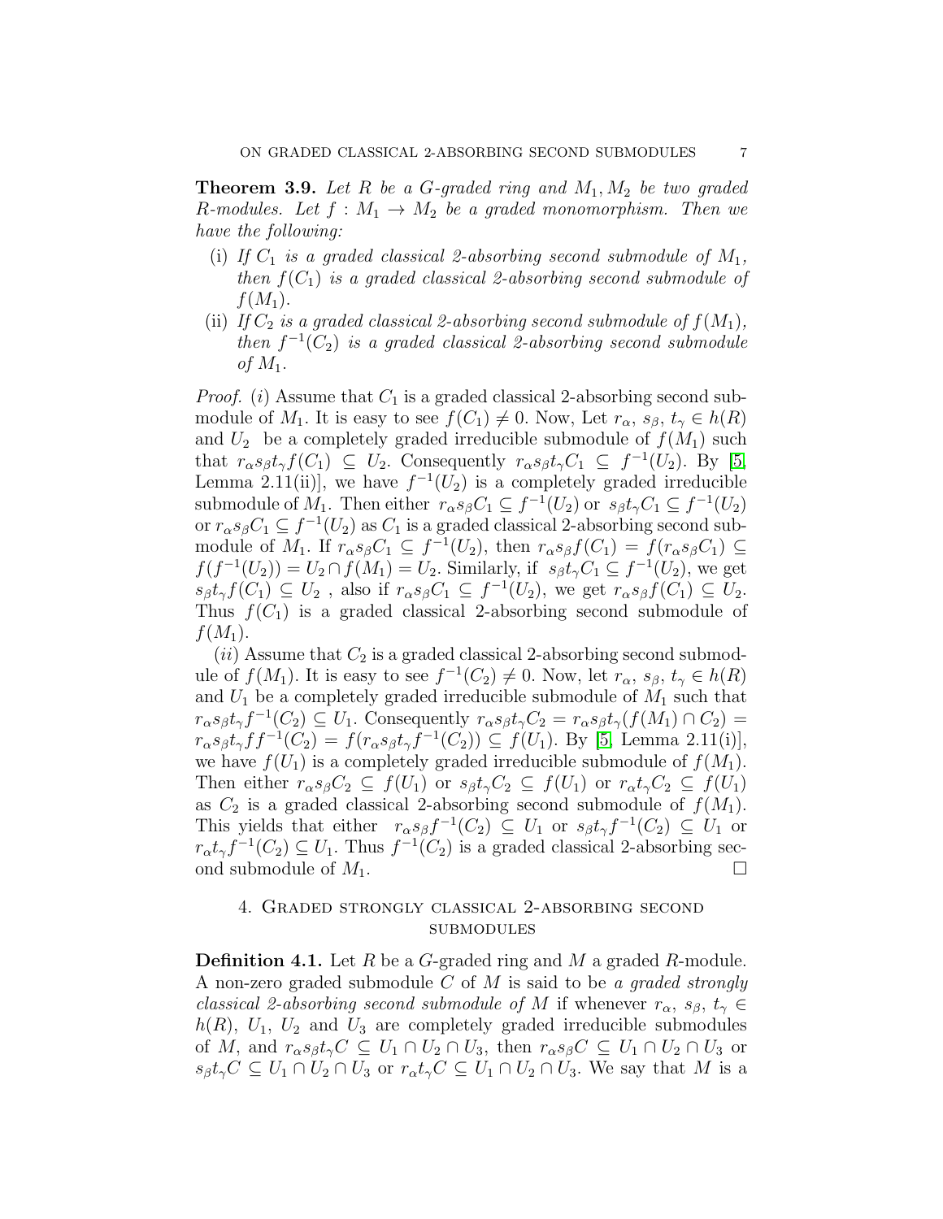**Theorem 3.9.** *Let $R$ be a $G$-graded ring and $M_1, M_2$ be two graded $R$-modules. Let $f : M_1 \to M_2$ be a graded monomorphism. Then we have the following:*

(i) *If $C_1$ is a graded classical 2-absorbing second submodule of $M_1$, then $f(C_1)$ is a graded classical 2-absorbing second submodule of $f(M_1)$.*

(ii) *If $C_2$ is a graded classical 2-absorbing second submodule of $f(M_1)$, then $f^{-1}(C_2)$ is a graded classical 2-absorbing second submodule of $M_1$.*

*Proof.* $(i)$ Assume that $C_1$ is a graded classical 2-absorbing second submodule of $M_1$. It is easy to see $f(C_1) \neq 0$. Now, Let $r_\alpha,\ s_\beta,\ t_\gamma \in h(R)$ and $U_2$ be a completely graded irreducible submodule of $f(M_1)$ such that $r_\alpha s_\beta t_\gamma f(C_1) \subseteq U_2$. Consequently $r_\alpha s_\beta t_\gamma C_1 \subseteq f^{-1}(U_2)$. By [5, Lemma 2.11(ii)], we have $f^{-1}(U_2)$ is a completely graded irreducible submodule of $M_1$. Then either $r_\alpha s_\beta C_1 \subseteq f^{-1}(U_2)$ or $s_\beta t_\gamma C_1 \subseteq f^{-1}(U_2)$ or $r_\alpha s_\beta C_1 \subseteq f^{-1}(U_2)$ as $C_1$ is a graded classical 2-absorbing second submodule of $M_1$. If $r_\alpha s_\beta C_1 \subseteq f^{-1}(U_2)$, then $r_\alpha s_\beta f(C_1) = f(r_\alpha s_\beta C_1) \subseteq f(f^{-1}(U_2)) = U_2 \cap f(M_1) = U_2$. Similarly, if $s_\beta t_\gamma C_1 \subseteq f^{-1}(U_2)$, we get $s_\beta t_\gamma f(C_1) \subseteq U_2$ , also if $r_\alpha s_\beta C_1 \subseteq f^{-1}(U_2)$, we get $r_\alpha s_\beta f(C_1) \subseteq U_2$. Thus $f(C_1)$ is a graded classical 2-absorbing second submodule of $f(M_1)$.

$(ii)$ Assume that $C_2$ is a graded classical 2-absorbing second submodule of $f(M_1)$. It is easy to see $f^{-1}(C_2) \neq 0$. Now, let $r_\alpha,\ s_\beta,\ t_\gamma \in h(R)$ and $U_1$ be a completely graded irreducible submodule of $M_1$ such that $r_\alpha s_\beta t_\gamma f^{-1}(C_2) \subseteq U_1$. Consequently $r_\alpha s_\beta t_\gamma C_2 = r_\alpha s_\beta t_\gamma (f(M_1) \cap C_2) = r_\alpha s_\beta t_\gamma f f^{-1}(C_2) = f(r_\alpha s_\beta t_\gamma f^{-1}(C_2)) \subseteq f(U_1)$. By [5, Lemma 2.11(i)], we have $f(U_1)$ is a completely graded irreducible submodule of $f(M_1)$. Then either $r_\alpha s_\beta C_2 \subseteq f(U_1)$ or $s_\beta t_\gamma C_2 \subseteq f(U_1)$ or $r_\alpha t_\gamma C_2 \subseteq f(U_1)$ as $C_2$ is a graded classical 2-absorbing second submodule of $f(M_1)$. This yields that either $r_\alpha s_\beta f^{-1}(C_2) \subseteq U_1$ or $s_\beta t_\gamma f^{-1}(C_2) \subseteq U_1$ or $r_\alpha t_\gamma f^{-1}(C_2) \subseteq U_1$. Thus $f^{-1}(C_2)$ is a graded classical 2-absorbing second submodule of $M_1$. $\square$

## 4. Graded strongly classical 2-absorbing second submodules

**Definition 4.1.** Let $R$ be a $G$-graded ring and $M$ a graded $R$-module. A non-zero graded submodule $C$ of $M$ is said to be *a graded strongly classical 2-absorbing second submodule of* $M$ if whenever $r_\alpha,\ s_\beta,\ t_\gamma \in h(R)$, $U_1$, $U_2$ and $U_3$ are completely graded irreducible submodules of $M$, and $r_\alpha s_\beta t_\gamma C \subseteq U_1 \cap U_2 \cap U_3$, then $r_\alpha s_\beta C \subseteq U_1 \cap U_2 \cap U_3$ or $s_\beta t_\gamma C \subseteq U_1 \cap U_2 \cap U_3$ or $r_\alpha t_\gamma C \subseteq U_1 \cap U_2 \cap U_3$. We say that $M$ is a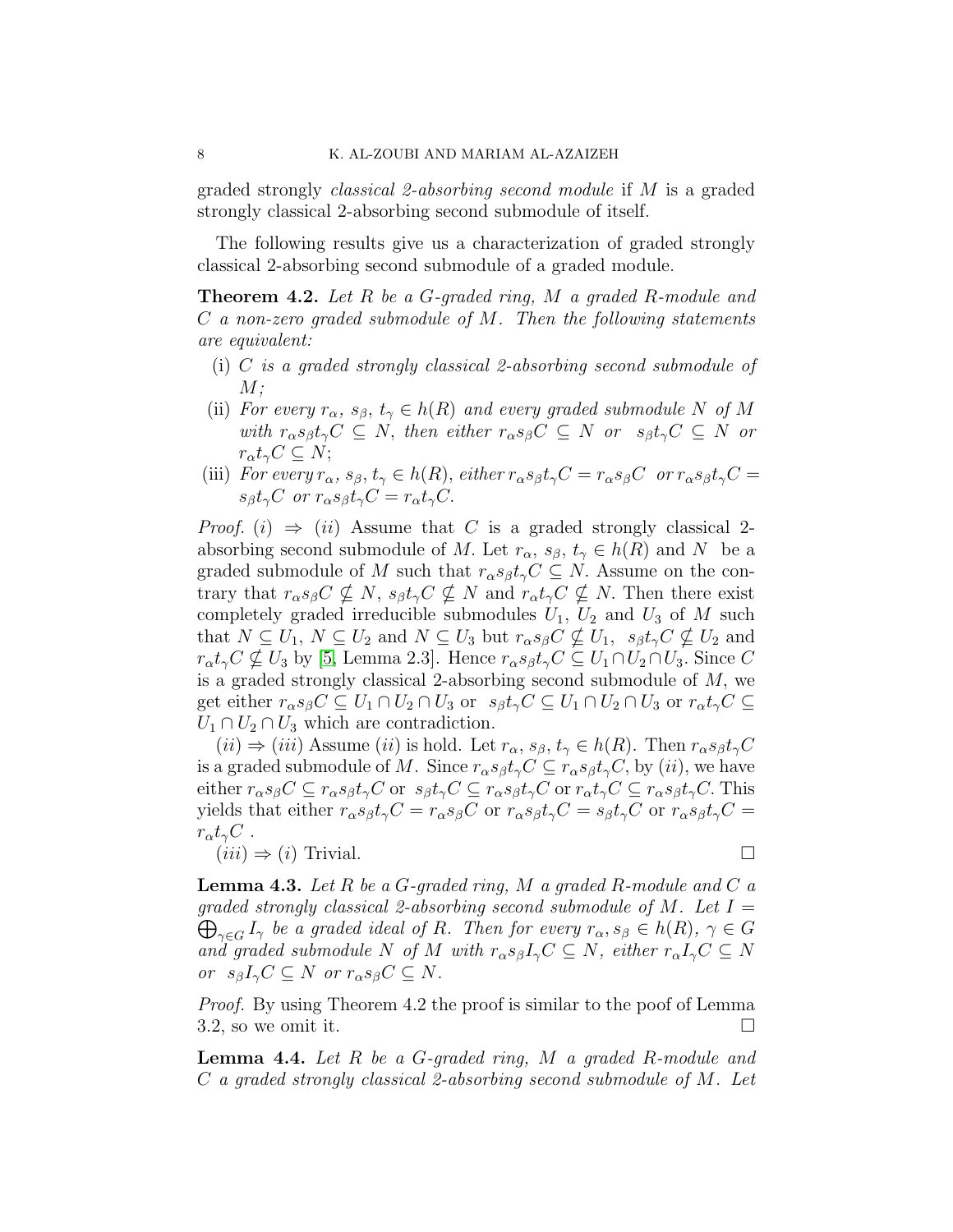graded strongly *classical 2-absorbing second module* if $M$ is a graded strongly classical 2-absorbing second submodule of itself.

The following results give us a characterization of graded strongly classical 2-absorbing second submodule of a graded module.

**Theorem 4.2.** *Let $R$ be a $G$-graded ring, $M$ a graded $R$-module and $C$ a non-zero graded submodule of $M$. Then the following statements are equivalent:*

(i) *$C$ is a graded strongly classical 2-absorbing second submodule of $M$;*

(ii) *For every $r_\alpha$, $s_\beta$, $t_\gamma \in h(R)$ and every graded submodule $N$ of $M$ with $r_\alpha s_\beta t_\gamma C \subseteq N$, then either $r_\alpha s_\beta C \subseteq N$ or $s_\beta t_\gamma C \subseteq N$ or $r_\alpha t_\gamma C \subseteq N$;*

(iii) *For every $r_\alpha$, $s_\beta$, $t_\gamma \in h(R)$, either $r_\alpha s_\beta t_\gamma C = r_\alpha s_\beta C$ or $r_\alpha s_\beta t_\gamma C = s_\beta t_\gamma C$ or $r_\alpha s_\beta t_\gamma C = r_\alpha t_\gamma C$.*

*Proof.* $(i) \Rightarrow (ii)$ Assume that $C$ is a graded strongly classical 2-absorbing second submodule of $M$. Let $r_\alpha$, $s_\beta$, $t_\gamma \in h(R)$ and $N$ be a graded submodule of $M$ such that $r_\alpha s_\beta t_\gamma C \subseteq N$. Assume on the contrary that $r_\alpha s_\beta C \nsubseteq N$, $s_\beta t_\gamma C \nsubseteq N$ and $r_\alpha t_\gamma C \nsubseteq N$. Then there exist completely graded irreducible submodules $U_1$, $U_2$ and $U_3$ of $M$ such that $N \subseteq U_1$, $N \subseteq U_2$ and $N \subseteq U_3$ but $r_\alpha s_\beta C \nsubseteq U_1$, $s_\beta t_\gamma C \nsubseteq U_2$ and $r_\alpha t_\gamma C \nsubseteq U_3$ by [5, Lemma 2.3]. Hence $r_\alpha s_\beta t_\gamma C \subseteq U_1 \cap U_2 \cap U_3$. Since $C$ is a graded strongly classical 2-absorbing second submodule of $M$, we get either $r_\alpha s_\beta C \subseteq U_1 \cap U_2 \cap U_3$ or $s_\beta t_\gamma C \subseteq U_1 \cap U_2 \cap U_3$ or $r_\alpha t_\gamma C \subseteq U_1 \cap U_2 \cap U_3$ which are contradiction.

$(ii) \Rightarrow (iii)$ Assume $(ii)$ is hold. Let $r_\alpha$, $s_\beta$, $t_\gamma \in h(R)$. Then $r_\alpha s_\beta t_\gamma C$ is a graded submodule of $M$. Since $r_\alpha s_\beta t_\gamma C \subseteq r_\alpha s_\beta t_\gamma C$, by $(ii)$, we have either $r_\alpha s_\beta C \subseteq r_\alpha s_\beta t_\gamma C$ or $s_\beta t_\gamma C \subseteq r_\alpha s_\beta t_\gamma C$ or $r_\alpha t_\gamma C \subseteq r_\alpha s_\beta t_\gamma C$. This yields that either $r_\alpha s_\beta t_\gamma C = r_\alpha s_\beta C$ or $r_\alpha s_\beta t_\gamma C = s_\beta t_\gamma C$ or $r_\alpha s_\beta t_\gamma C = r_\alpha t_\gamma C$ .

$(iii) \Rightarrow (i)$ Trivial. $\square$

**Lemma 4.3.** *Let $R$ be a $G$-graded ring, $M$ a graded $R$-module and $C$ a graded strongly classical 2-absorbing second submodule of $M$. Let $I = \bigoplus_{\gamma \in G} I_\gamma$ be a graded ideal of $R$. Then for every $r_\alpha, s_\beta \in h(R)$, $\gamma \in G$ and graded submodule $N$ of $M$ with $r_\alpha s_\beta I_\gamma C \subseteq N$, either $r_\alpha I_\gamma C \subseteq N$ or $s_\beta I_\gamma C \subseteq N$ or $r_\alpha s_\beta C \subseteq N$.*

*Proof.* By using Theorem 4.2 the proof is similar to the poof of Lemma 3.2, so we omit it. $\square$

**Lemma 4.4.** *Let $R$ be a $G$-graded ring, $M$ a graded $R$-module and $C$ a graded strongly classical 2-absorbing second submodule of $M$. Let*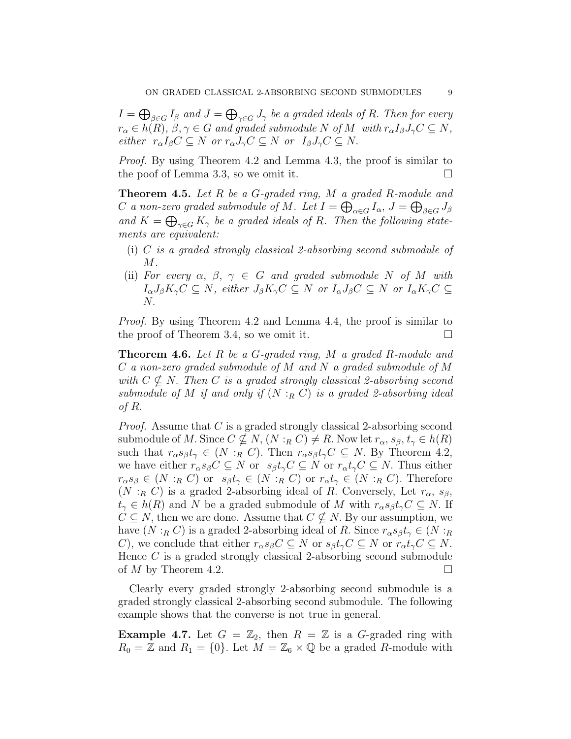$I = \bigoplus_{\beta \in G} I_\beta$ *and* $J = \bigoplus_{\gamma \in G} J_\gamma$ *be a graded ideals of* $R$*. Then for every* $r_\alpha \in h(R)$*,* $\beta, \gamma \in G$ *and graded submodule* $N$ *of* $M$ *with* $r_\alpha I_\beta J_\gamma C \subseteq N$*, either* $r_\alpha I_\beta C \subseteq N$ *or* $r_\alpha J_\gamma C \subseteq N$ *or* $I_\beta J_\gamma C \subseteq N$*.*

*Proof.* By using Theorem 4.2 and Lemma 4.3, the proof is similar to the poof of Lemma 3.3, so we omit it. $\square$

**Theorem 4.5.** *Let* $R$ *be a* $G$*-graded ring,* $M$ *a graded* $R$*-module and* $C$ *a non-zero graded submodule of* $M$*. Let* $I = \bigoplus_{\alpha \in G} I_\alpha$*,* $J = \bigoplus_{\beta \in G} J_\beta$ *and* $K = \bigoplus_{\gamma \in G} K_\gamma$ *be a graded ideals of* $R$*. Then the following statements are equivalent:*

(i) *$C$ is a graded strongly classical 2-absorbing second submodule of $M$.*
(ii) *For every $\alpha$, $\beta$, $\gamma \in G$ and graded submodule $N$ of $M$ with $I_\alpha J_\beta K_\gamma C \subseteq N$, either $J_\beta K_\gamma C \subseteq N$ or $I_\alpha J_\beta C \subseteq N$ or $I_\alpha K_\gamma C \subseteq N$.*

*Proof.* By using Theorem 4.2 and Lemma 4.4, the proof is similar to the proof of Theorem 3.4, so we omit it. $\square$

**Theorem 4.6.** *Let* $R$ *be a* $G$*-graded ring,* $M$ *a graded* $R$*-module and* $C$ *a non-zero graded submodule of* $M$ *and* $N$ *a graded submodule of* $M$ *with* $C \nsubseteq N$*. Then* $C$ *is a graded strongly classical 2-absorbing second submodule of* $M$ *if and only if* $(N :_R C)$ *is a graded 2-absorbing ideal of* $R$*.*

*Proof.* Assume that $C$ is a graded strongly classical 2-absorbing second submodule of $M$. Since $C \nsubseteq N$, $(N :_R C) \neq R$. Now let $r_\alpha, s_\beta, t_\gamma \in h(R)$ such that $r_\alpha s_\beta t_\gamma \in (N :_R C)$. Then $r_\alpha s_\beta t_\gamma C \subseteq N$. By Theorem 4.2, we have either $r_\alpha s_\beta C \subseteq N$ or $s_\beta t_\gamma C \subseteq N$ or $r_\alpha t_\gamma C \subseteq N$. Thus either $r_\alpha s_\beta \in (N :_R C)$ or $s_\beta t_\gamma \in (N :_R C)$ or $r_\alpha t_\gamma \in (N :_R C)$. Therefore $(N :_R C)$ is a graded 2-absorbing ideal of $R$. Conversely, Let $r_\alpha$, $s_\beta$, $t_\gamma \in h(R)$ and $N$ be a graded submodule of $M$ with $r_\alpha s_\beta t_\gamma C \subseteq N$. If $C \subseteq N$, then we are done. Assume that $C \nsubseteq N$. By our assumption, we have $(N :_R C)$ is a graded 2-absorbing ideal of $R$. Since $r_\alpha s_\beta t_\gamma \in (N :_R C)$, we conclude that either $r_\alpha s_\beta C \subseteq N$ or $s_\beta t_\gamma C \subseteq N$ or $r_\alpha t_\gamma C \subseteq N$. Hence $C$ is a graded strongly classical 2-absorbing second submodule of $M$ by Theorem 4.2. $\square$

Clearly every graded strongly 2-absorbing second submodule is a graded strongly classical 2-absorbing second submodule. The following example shows that the converse is not true in general.

**Example 4.7.** Let $G = \mathbb{Z}_2$, then $R = \mathbb{Z}$ is a $G$-graded ring with $R_0 = \mathbb{Z}$ and $R_1 = \{0\}$. Let $M = \mathbb{Z}_6 \times \mathbb{Q}$ be a graded $R$-module with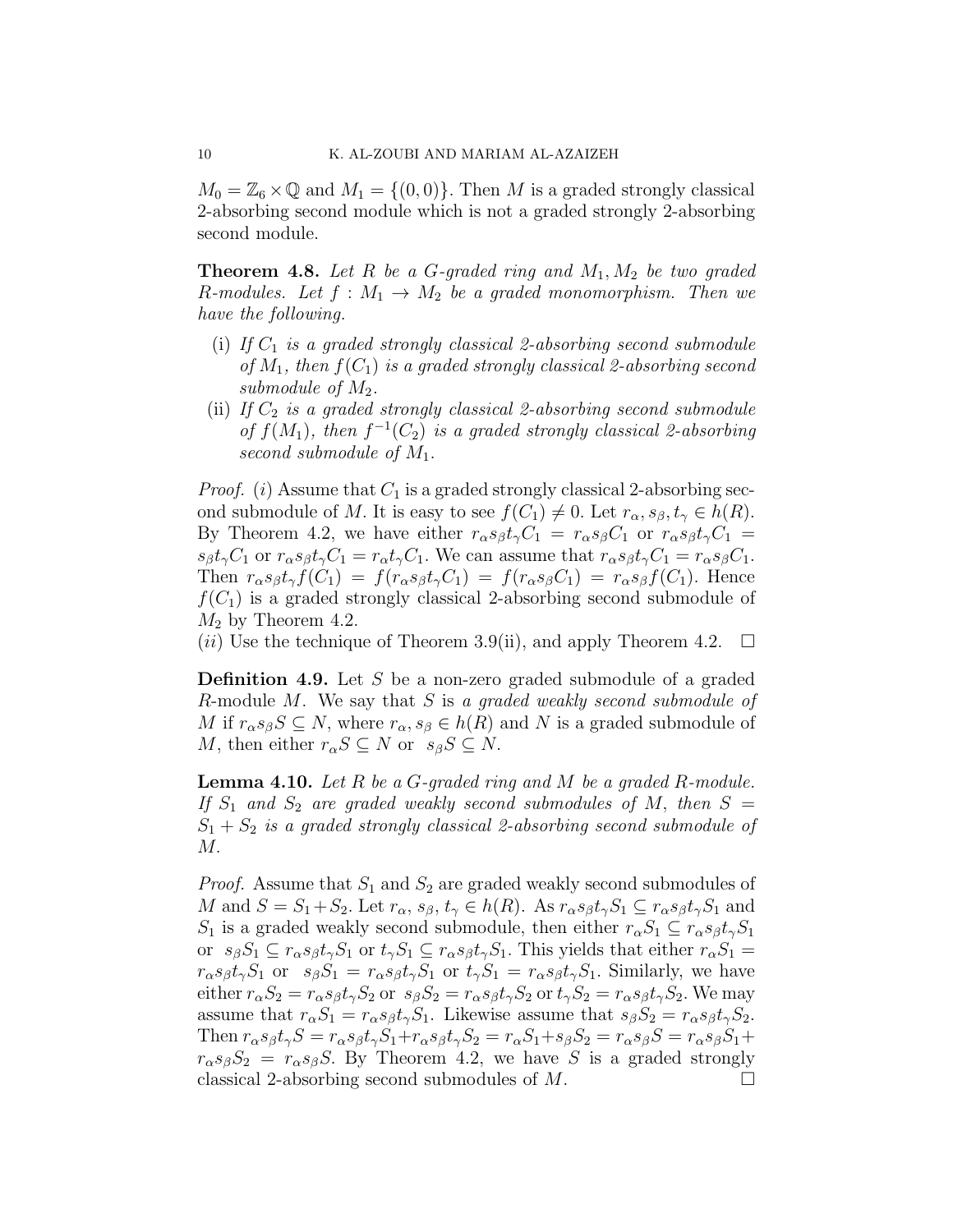$M_0 = \mathbb{Z}_6 \times \mathbb{Q}$ and $M_1 = \{(0, 0)\}$. Then $M$ is a graded strongly classical 2-absorbing second module which is not a graded strongly 2-absorbing second module.

**Theorem 4.8.** *Let $R$ be a $G$-graded ring and $M_1, M_2$ be two graded $R$-modules. Let $f : M_1 \to M_2$ be a graded monomorphism. Then we have the following.*

- (i) *If $C_1$ is a graded strongly classical 2-absorbing second submodule of $M_1$, then $f(C_1)$ is a graded strongly classical 2-absorbing second submodule of $M_2$.*
- (ii) *If $C_2$ is a graded strongly classical 2-absorbing second submodule of $f(M_1)$, then $f^{-1}(C_2)$ is a graded strongly classical 2-absorbing second submodule of $M_1$.*

*Proof.* $(i)$ Assume that $C_1$ is a graded strongly classical 2-absorbing second submodule of $M$. It is easy to see $f(C_1) \neq 0$. Let $r_\alpha, s_\beta, t_\gamma \in h(R)$. By Theorem 4.2, we have either $r_\alpha s_\beta t_\gamma C_1 = r_\alpha s_\beta C_1$ or $r_\alpha s_\beta t_\gamma C_1 = s_\beta t_\gamma C_1$ or $r_\alpha s_\beta t_\gamma C_1 = r_\alpha t_\gamma C_1$. We can assume that $r_\alpha s_\beta t_\gamma C_1 = r_\alpha s_\beta C_1$. Then $r_\alpha s_\beta t_\gamma f(C_1) = f(r_\alpha s_\beta t_\gamma C_1) = f(r_\alpha s_\beta C_1) = r_\alpha s_\beta f(C_1)$. Hence $f(C_1)$ is a graded strongly classical 2-absorbing second submodule of $M_2$ by Theorem 4.2.

$(ii)$ Use the technique of Theorem 3.9(ii), and apply Theorem 4.2. $\square$

**Definition 4.9.** Let $S$ be a non-zero graded submodule of a graded $R$-module $M$. We say that $S$ is *a graded weakly second submodule of* $M$ if $r_\alpha s_\beta S \subseteq N$, where $r_\alpha, s_\beta \in h(R)$ and $N$ is a graded submodule of $M$, then either $r_\alpha S \subseteq N$ or $s_\beta S \subseteq N$.

**Lemma 4.10.** *Let $R$ be a $G$-graded ring and $M$ be a graded $R$-module. If $S_1$ and $S_2$ are graded weakly second submodules of $M$, then $S = S_1 + S_2$ is a graded strongly classical 2-absorbing second submodule of $M$.*

*Proof.* Assume that $S_1$ and $S_2$ are graded weakly second submodules of $M$ and $S = S_1 + S_2$. Let $r_\alpha$, $s_\beta$, $t_\gamma \in h(R)$. As $r_\alpha s_\beta t_\gamma S_1 \subseteq r_\alpha s_\beta t_\gamma S_1$ and $S_1$ is a graded weakly second submodule, then either $r_\alpha S_1 \subseteq r_\alpha s_\beta t_\gamma S_1$ or $s_\beta S_1 \subseteq r_\alpha s_\beta t_\gamma S_1$ or $t_\gamma S_1 \subseteq r_\alpha s_\beta t_\gamma S_1$. This yields that either $r_\alpha S_1 = r_\alpha s_\beta t_\gamma S_1$ or $s_\beta S_1 = r_\alpha s_\beta t_\gamma S_1$ or $t_\gamma S_1 = r_\alpha s_\beta t_\gamma S_1$. Similarly, we have either $r_\alpha S_2 = r_\alpha s_\beta t_\gamma S_2$ or $s_\beta S_2 = r_\alpha s_\beta t_\gamma S_2$ or $t_\gamma S_2 = r_\alpha s_\beta t_\gamma S_2$. We may assume that $r_\alpha S_1 = r_\alpha s_\beta t_\gamma S_1$. Likewise assume that $s_\beta S_2 = r_\alpha s_\beta t_\gamma S_2$. Then $r_\alpha s_\beta t_\gamma S = r_\alpha s_\beta t_\gamma S_1 + r_\alpha s_\beta t_\gamma S_2 = r_\alpha S_1 + s_\beta S_2 = r_\alpha s_\beta S = r_\alpha s_\beta S_1 + r_\alpha s_\beta S_2 = r_\alpha s_\beta S$. By Theorem 4.2, we have $S$ is a graded strongly classical 2-absorbing second submodules of $M$. $\square$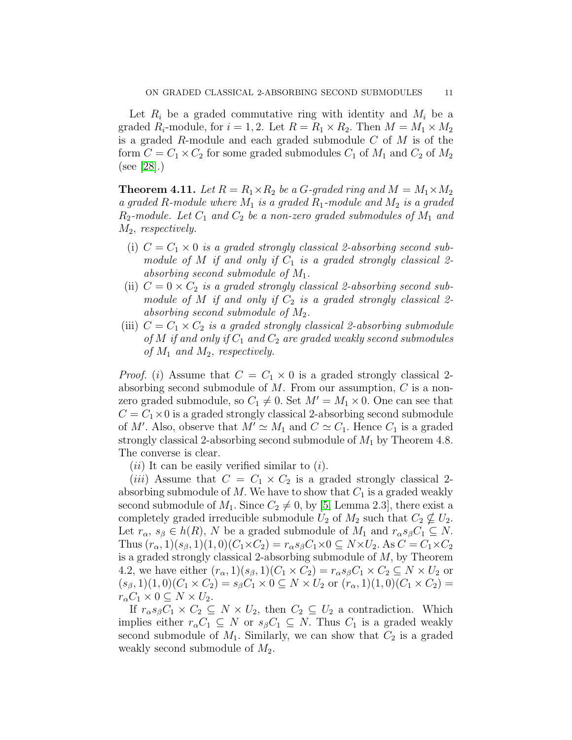Let $R_i$ be a graded commutative ring with identity and $M_i$ be a graded $R_i$-module, for $i = 1, 2$. Let $R = R_1 \times R_2$. Then $M = M_1 \times M_2$ is a graded $R$-module and each graded submodule $C$ of $M$ is of the form $C = C_1 \times C_2$ for some graded submodules $C_1$ of $M_1$ and $C_2$ of $M_2$ (see [28].)

**Theorem 4.11.** *Let $R = R_1 \times R_2$ be a $G$-graded ring and $M = M_1 \times M_2$ a graded $R$-module where $M_1$ is a graded $R_1$-module and $M_2$ is a graded $R_2$-module. Let $C_1$ and $C_2$ be a non-zero graded submodules of $M_1$ and $M_2$, respectively.*

- (i) *$C = C_1 \times 0$ is a graded strongly classical 2-absorbing second submodule of $M$ if and only if $C_1$ is a graded strongly classical 2-absorbing second submodule of $M_1$.*
- (ii) *$C = 0 \times C_2$ is a graded strongly classical 2-absorbing second submodule of $M$ if and only if $C_2$ is a graded strongly classical 2-absorbing second submodule of $M_2$.*
- (iii) *$C = C_1 \times C_2$ is a graded strongly classical 2-absorbing submodule of $M$ if and only if $C_1$ and $C_2$ are graded weakly second submodules of $M_1$ and $M_2$, respectively.*

*Proof.* $(i)$ Assume that $C = C_1 \times 0$ is a graded strongly classical 2-absorbing second submodule of $M$. From our assumption, $C$ is a non-zero graded submodule, so $C_1 \neq 0$. Set $M' = M_1 \times 0$. One can see that $C = C_1 \times 0$ is a graded strongly classical 2-absorbing second submodule of $M'$. Also, observe that $M' \simeq M_1$ and $C \simeq C_1$. Hence $C_1$ is a graded strongly classical 2-absorbing second submodule of $M_1$ by Theorem 4.8. The converse is clear.

$(ii)$ It can be easily verified similar to $(i)$.

$(iii)$ Assume that $C = C_1 \times C_2$ is a graded strongly classical 2-absorbing submodule of $M$. We have to show that $C_1$ is a graded weakly second submodule of $M_1$. Since $C_2 \neq 0$, by [5, Lemma 2.3], there exist a completely graded irreducible submodule $U_2$ of $M_2$ such that $C_2 \nsubseteq U_2$. Let $r_\alpha$, $s_\beta \in h(R)$, $N$ be a graded submodule of $M_1$ and $r_\alpha s_\beta C_1 \subseteq N$. Thus $(r_\alpha, 1)(s_\beta, 1)(1, 0)(C_1 \times C_2) = r_\alpha s_\beta C_1 \times 0 \subseteq N \times U_2$. As $C = C_1 \times C_2$ is a graded strongly classical 2-absorbing submodule of $M$, by Theorem 4.2, we have either $(r_\alpha, 1)(s_\beta, 1)(C_1 \times C_2) = r_\alpha s_\beta C_1 \times C_2 \subseteq N \times U_2$ or $(s_\beta, 1)(1, 0)(C_1 \times C_2) = s_\beta C_1 \times 0 \subseteq N \times U_2$ or $(r_\alpha, 1)(1, 0)(C_1 \times C_2) = r_\alpha C_1 \times 0 \subseteq N \times U_2$.

If $r_\alpha s_\beta C_1 \times C_2 \subseteq N \times U_2$, then $C_2 \subseteq U_2$ a contradiction. Which implies either $r_\alpha C_1 \subseteq N$ or $s_\beta C_1 \subseteq N$. Thus $C_1$ is a graded weakly second submodule of $M_1$. Similarly, we can show that $C_2$ is a graded weakly second submodule of $M_2$.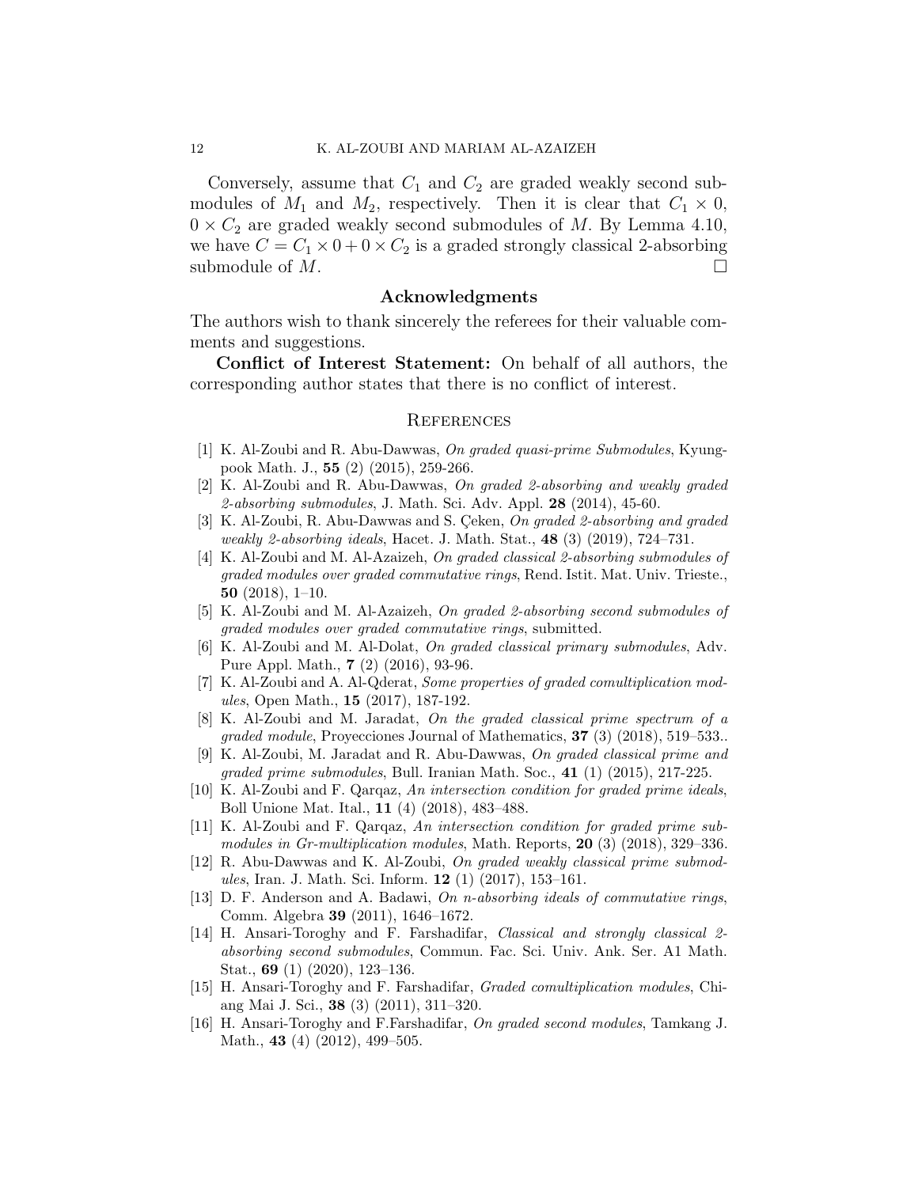Conversely, assume that $C_1$ and $C_2$ are graded weakly second submodules of $M_1$ and $M_2$, respectively. Then it is clear that $C_1 \times 0$, $0 \times C_2$ are graded weakly second submodules of $M$. By Lemma 4.10, we have $C = C_1 \times 0 + 0 \times C_2$ is a graded strongly classical 2-absorbing submodule of $M$. □

## Acknowledgments

The authors wish to thank sincerely the referees for their valuable comments and suggestions.

**Conflict of Interest Statement:** On behalf of all authors, the corresponding author states that there is no conflict of interest.

## References

[1] K. Al-Zoubi and R. Abu-Dawwas, *On graded quasi-prime Submodules*, Kyungpook Math. J., **55** (2) (2015), 259-266.

[2] K. Al-Zoubi and R. Abu-Dawwas, *On graded 2-absorbing and weakly graded 2-absorbing submodules*, J. Math. Sci. Adv. Appl. **28** (2014), 45-60.

[3] K. Al-Zoubi, R. Abu-Dawwas and S. Çeken, *On graded 2-absorbing and graded weakly 2-absorbing ideals*, Hacet. J. Math. Stat., **48** (3) (2019), 724–731.

[4] K. Al-Zoubi and M. Al-Azaizeh, *On graded classical 2-absorbing submodules of graded modules over graded commutative rings*, Rend. Istit. Mat. Univ. Trieste., **50** (2018), 1–10.

[5] K. Al-Zoubi and M. Al-Azaizeh, *On graded 2-absorbing second submodules of graded modules over graded commutative rings*, submitted.

[6] K. Al-Zoubi and M. Al-Dolat, *On graded classical primary submodules*, Adv. Pure Appl. Math., **7** (2) (2016), 93-96.

[7] K. Al-Zoubi and A. Al-Qderat, *Some properties of graded comultiplication modules*, Open Math., **15** (2017), 187-192.

[8] K. Al-Zoubi and M. Jaradat, *On the graded classical prime spectrum of a graded module*, Proyecciones Journal of Mathematics, **37** (3) (2018), 519–533..

[9] K. Al-Zoubi, M. Jaradat and R. Abu-Dawwas, *On graded classical prime and graded prime submodules*, Bull. Iranian Math. Soc., **41** (1) (2015), 217-225.

[10] K. Al-Zoubi and F. Qarqaz, *An intersection condition for graded prime ideals*, Boll Unione Mat. Ital., **11** (4) (2018), 483–488.

[11] K. Al-Zoubi and F. Qarqaz, *An intersection condition for graded prime submodules in Gr-multiplication modules*, Math. Reports, **20** (3) (2018), 329–336.

[12] R. Abu-Dawwas and K. Al-Zoubi, *On graded weakly classical prime submodules*, Iran. J. Math. Sci. Inform. **12** (1) (2017), 153–161.

[13] D. F. Anderson and A. Badawi, *On n-absorbing ideals of commutative rings*, Comm. Algebra **39** (2011), 1646–1672.

[14] H. Ansari-Toroghy and F. Farshadifar, *Classical and strongly classical 2-absorbing second submodules*, Commun. Fac. Sci. Univ. Ank. Ser. A1 Math. Stat., **69** (1) (2020), 123–136.

[15] H. Ansari-Toroghy and F. Farshadifar, *Graded comultiplication modules*, Chiang Mai J. Sci., **38** (3) (2011), 311–320.

[16] H. Ansari-Toroghy and F.Farshadifar, *On graded second modules*, Tamkang J. Math., **43** (4) (2012), 499–505.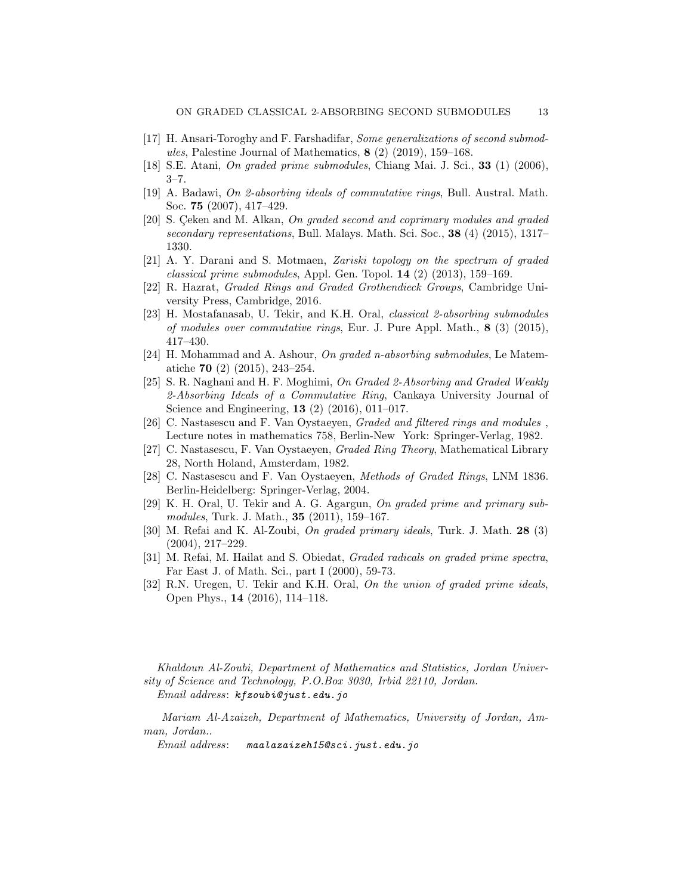[17] H. Ansari-Toroghy and F. Farshadifar, *Some generalizations of second submodules*, Palestine Journal of Mathematics, **8** (2) (2019), 159–168.

[18] S.E. Atani, *On graded prime submodules*, Chiang Mai. J. Sci., **33** (1) (2006), 3–7.

[19] A. Badawi, *On 2-absorbing ideals of commutative rings*, Bull. Austral. Math. Soc. **75** (2007), 417–429.

[20] S. Çeken and M. Alkan, *On graded second and coprimary modules and graded secondary representations*, Bull. Malays. Math. Sci. Soc., **38** (4) (2015), 1317–1330.

[21] A. Y. Darani and S. Motmaen, *Zariski topology on the spectrum of graded classical prime submodules*, Appl. Gen. Topol. **14** (2) (2013), 159–169.

[22] R. Hazrat, *Graded Rings and Graded Grothendieck Groups*, Cambridge University Press, Cambridge, 2016.

[23] H. Mostafanasab, U. Tekir, and K.H. Oral, *classical 2-absorbing submodules of modules over commutative rings*, Eur. J. Pure Appl. Math., **8** (3) (2015), 417–430.

[24] H. Mohammad and A. Ashour, *On graded n-absorbing submodules*, Le Matematiche **70** (2) (2015), 243–254.

[25] S. R. Naghani and H. F. Moghimi, *On Graded 2-Absorbing and Graded Weakly 2-Absorbing Ideals of a Commutative Ring*, Cankaya University Journal of Science and Engineering, **13** (2) (2016), 011–017.

[26] C. Nastasescu and F. Van Oystaeyen, *Graded and filtered rings and modules* , Lecture notes in mathematics 758, Berlin-New York: Springer-Verlag, 1982.

[27] C. Nastasescu, F. Van Oystaeyen, *Graded Ring Theory*, Mathematical Library 28, North Holand, Amsterdam, 1982.

[28] C. Nastasescu and F. Van Oystaeyen, *Methods of Graded Rings*, LNM 1836. Berlin-Heidelberg: Springer-Verlag, 2004.

[29] K. H. Oral, U. Tekir and A. G. Agargun, *On graded prime and primary submodules*, Turk. J. Math., **35** (2011), 159–167.

[30] M. Refai and K. Al-Zoubi, *On graded primary ideals*, Turk. J. Math. **28** (3) (2004), 217–229.

[31] M. Refai, M. Hailat and S. Obiedat, *Graded radicals on graded prime spectra*, Far East J. of Math. Sci., part I (2000), 59-73.

[32] R.N. Uregen, U. Tekir and K.H. Oral, *On the union of graded prime ideals*, Open Phys., **14** (2016), 114–118.

*Khaldoun Al-Zoubi, Department of Mathematics and Statistics, Jordan University of Science and Technology, P.O.Box 3030, Irbid 22110, Jordan.*

*Email address*: `kfzoubi@just.edu.jo`

*Mariam Al-Azaizeh, Department of Mathematics, University of Jordan, Amman, Jordan..*

*Email address*: `maalazaizeh15@sci.just.edu.jo`